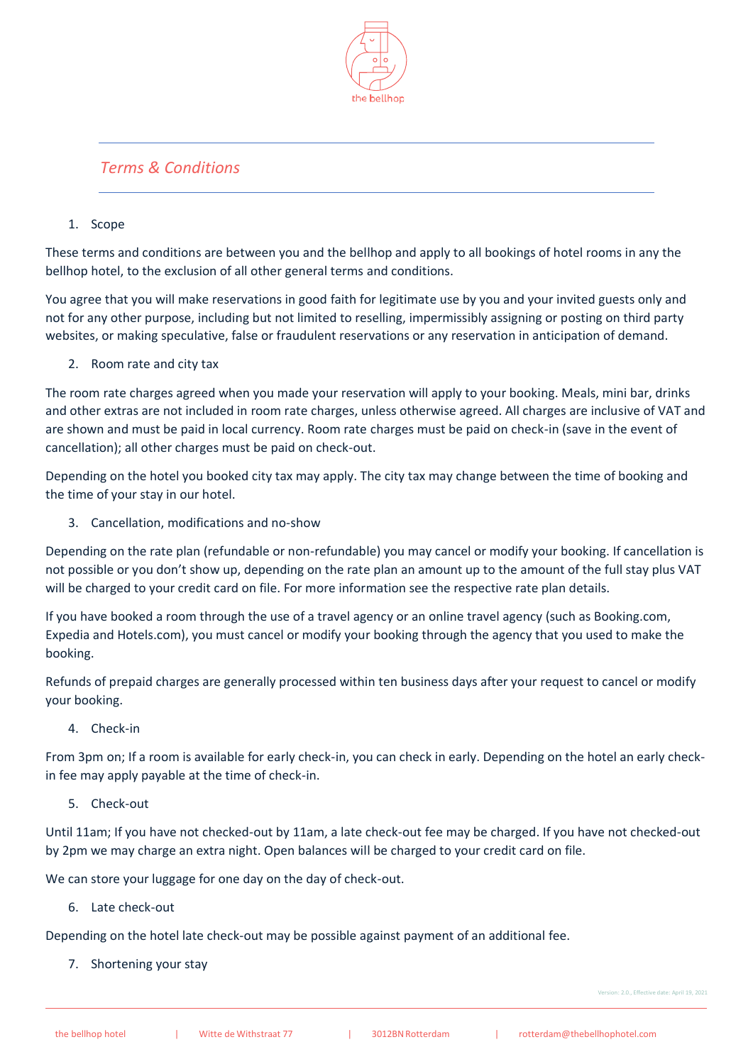the bellhop

# *Terms & Conditions*

1. Scope

These terms and conditions are between you and the bellhop and apply to all bookings of hotel rooms in any the bellhop hotel, to the exclusion of all other general terms and conditions.

You agree that you will make reservations in good faith for legitimate use by you and your invited guests only and not for any other purpose, including but not limited to reselling, impermissibly assigning or posting on third party websites, or making speculative, false or fraudulent reservations or any reservation in anticipation of demand.

2. Room rate and city tax

The room rate charges agreed when you made your reservation will apply to your booking. Meals, mini bar, drinks and other extras are not included in room rate charges, unless otherwise agreed. All charges are inclusive of VAT and are shown and must be paid in local currency. Room rate charges must be paid on check-in (save in the event of cancellation); all other charges must be paid on check-out.

Depending on the hotel you booked city tax may apply. The city tax may change between the time of booking and the time of your stay in our hotel.

3. Cancellation, modifications and no-show

Depending on the rate plan (refundable or non-refundable) you may cancel or modify your booking. If cancellation is not possible or you don't show up, depending on the rate plan an amount up to the amount of the full stay plus VAT will be charged to your credit card on file. For more information see the respective rate plan details.

If you have booked a room through the use of a travel agency or an online travel agency (such as Booking.com, Expedia and Hotels.com), you must cancel or modify your booking through the agency that you used to make the booking.

Refunds of prepaid charges are generally processed within ten business days after your request to cancel or modify your booking.

4. Check-in

From 3pm on; If a room is available for early check-in, you can check in early. Depending on the hotel an early check-in fee may apply payable at the time of check-in.

5. Check-out

Until 11am; If you have not checked-out by 11am, a late check-out fee may be charged. If you have not checked-out by 2pm we may charge an extra night. Open balances will be charged to your credit card on file.

We can store your luggage for one day on the day of check-out.

6. Late check-out

Depending on the hotel late check-out may be possible against payment of an additional fee.

7. Shortening your stay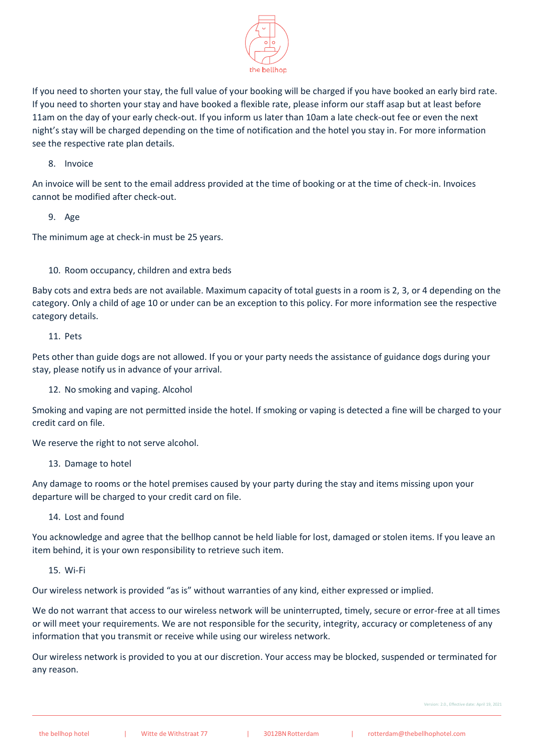If you need to shorten your stay, the full value of your booking will be charged if you have booked an early bird rate. If you need to shorten your stay and have booked a flexible rate, please inform our staff asap but at least before 11am on the day of your early check-out. If you inform us later than 10am a late check-out fee or even the next night's stay will be charged depending on the time of notification and the hotel you stay in. For more information see the respective rate plan details.

8. Invoice

An invoice will be sent to the email address provided at the time of booking or at the time of check-in. Invoices cannot be modified after check-out.

9. Age

The minimum age at check-in must be 25 years.

10. Room occupancy, children and extra beds

Baby cots and extra beds are not available. Maximum capacity of total guests in a room is 2, 3, or 4 depending on the category. Only a child of age 10 or under can be an exception to this policy. For more information see the respective category details.

11. Pets

Pets other than guide dogs are not allowed. If you or your party needs the assistance of guidance dogs during your stay, please notify us in advance of your arrival.

12. No smoking and vaping. Alcohol

Smoking and vaping are not permitted inside the hotel. If smoking or vaping is detected a fine will be charged to your credit card on file.

We reserve the right to not serve alcohol.

13. Damage to hotel

Any damage to rooms or the hotel premises caused by your party during the stay and items missing upon your departure will be charged to your credit card on file.

14. Lost and found

You acknowledge and agree that the bellhop cannot be held liable for lost, damaged or stolen items. If you leave an item behind, it is your own responsibility to retrieve such item.

15. Wi-Fi

Our wireless network is provided "as is" without warranties of any kind, either expressed or implied.

We do not warrant that access to our wireless network will be uninterrupted, timely, secure or error-free at all times or will meet your requirements. We are not responsible for the security, integrity, accuracy or completeness of any information that you transmit or receive while using our wireless network.

Our wireless network is provided to you at our discretion. Your access may be blocked, suspended or terminated for any reason.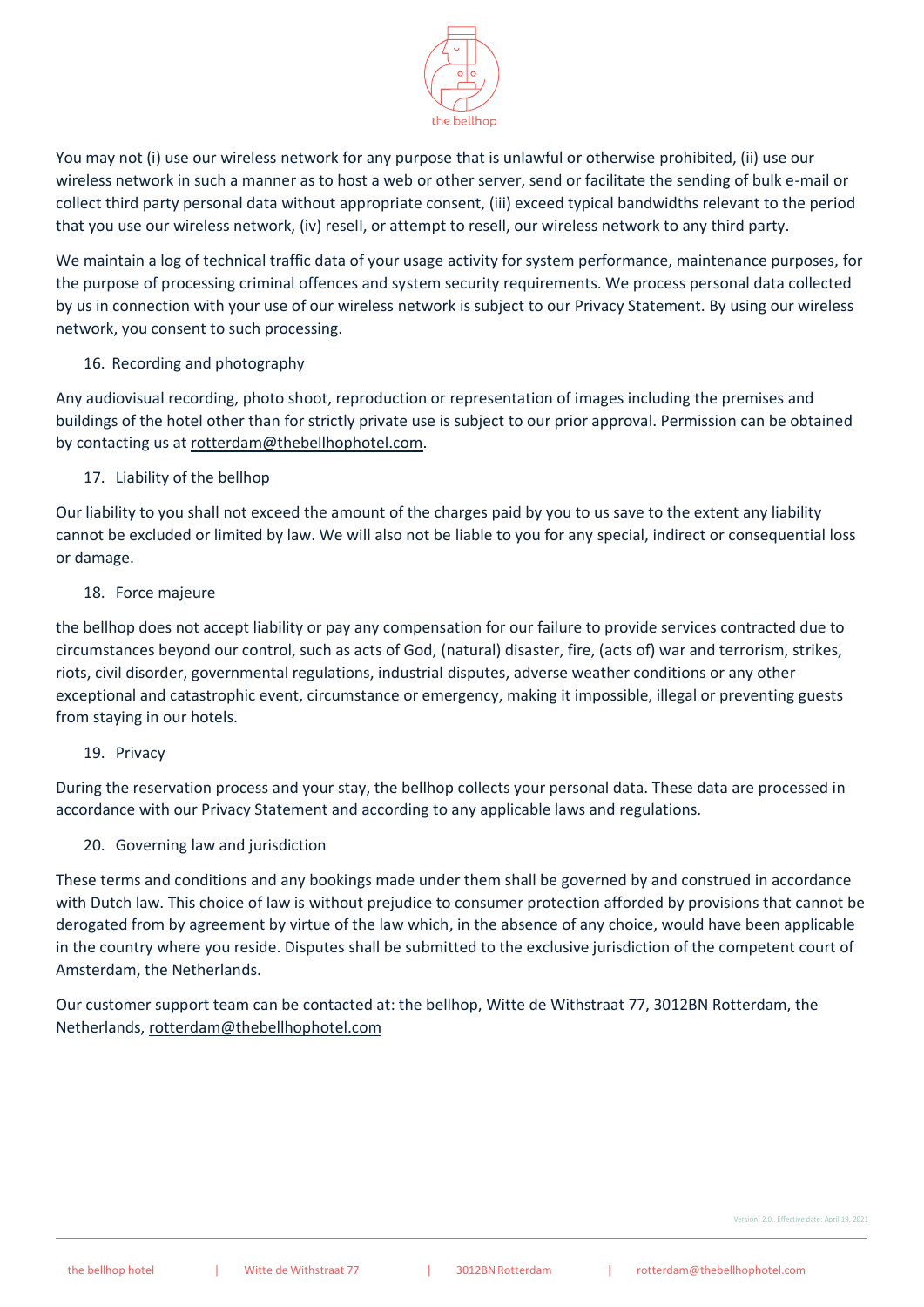You may not (i) use our wireless network for any purpose that is unlawful or otherwise prohibited, (ii) use our wireless network in such a manner as to host a web or other server, send or facilitate the sending of bulk e-mail or collect third party personal data without appropriate consent, (iii) exceed typical bandwidths relevant to the period that you use our wireless network, (iv) resell, or attempt to resell, our wireless network to any third party.

We maintain a log of technical traffic data of your usage activity for system performance, maintenance purposes, for the purpose of processing criminal offences and system security requirements. We process personal data collected by us in connection with your use of our wireless network is subject to our Privacy Statement. By using our wireless network, you consent to such processing.

16. Recording and photography

Any audiovisual recording, photo shoot, reproduction or representation of images including the premises and buildings of the hotel other than for strictly private use is subject to our prior approval. Permission can be obtained by contacting us at rotterdam@thebellhophotel.com.

17. Liability of the bellhop

Our liability to you shall not exceed the amount of the charges paid by you to us save to the extent any liability cannot be excluded or limited by law. We will also not be liable to you for any special, indirect or consequential loss or damage.

18. Force majeure

the bellhop does not accept liability or pay any compensation for our failure to provide services contracted due to circumstances beyond our control, such as acts of God, (natural) disaster, fire, (acts of) war and terrorism, strikes, riots, civil disorder, governmental regulations, industrial disputes, adverse weather conditions or any other exceptional and catastrophic event, circumstance or emergency, making it impossible, illegal or preventing guests from staying in our hotels.

19. Privacy

During the reservation process and your stay, the bellhop collects your personal data. These data are processed in accordance with our Privacy Statement and according to any applicable laws and regulations.

20. Governing law and jurisdiction

These terms and conditions and any bookings made under them shall be governed by and construed in accordance with Dutch law. This choice of law is without prejudice to consumer protection afforded by provisions that cannot be derogated from by agreement by virtue of the law which, in the absence of any choice, would have been applicable in the country where you reside. Disputes shall be submitted to the exclusive jurisdiction of the competent court of Amsterdam, the Netherlands.

Our customer support team can be contacted at: the bellhop, Witte de Withstraat 77, 3012BN Rotterdam, the Netherlands, rotterdam@thebellhophotel.com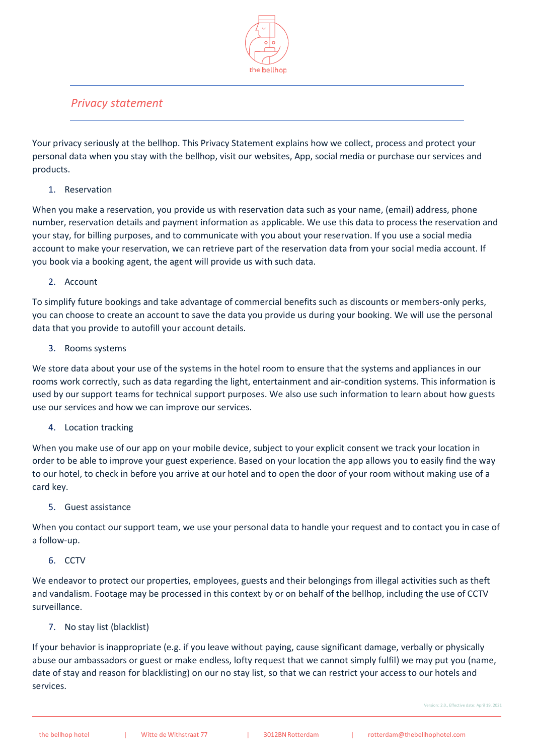## *Privacy statement*

Your privacy seriously at the bellhop. This Privacy Statement explains how we collect, process and protect your personal data when you stay with the bellhop, visit our websites, App, social media or purchase our services and products.

1. Reservation

When you make a reservation, you provide us with reservation data such as your name, (email) address, phone number, reservation details and payment information as applicable. We use this data to process the reservation and your stay, for billing purposes, and to communicate with you about your reservation. If you use a social media account to make your reservation, we can retrieve part of the reservation data from your social media account. If you book via a booking agent, the agent will provide us with such data.

2. Account

To simplify future bookings and take advantage of commercial benefits such as discounts or members-only perks, you can choose to create an account to save the data you provide us during your booking. We will use the personal data that you provide to autofill your account details.

3. Rooms systems

We store data about your use of the systems in the hotel room to ensure that the systems and appliances in our rooms work correctly, such as data regarding the light, entertainment and air-condition systems. This information is used by our support teams for technical support purposes. We also use such information to learn about how guests use our services and how we can improve our services.

4. Location tracking

When you make use of our app on your mobile device, subject to your explicit consent we track your location in order to be able to improve your guest experience. Based on your location the app allows you to easily find the way to our hotel, to check in before you arrive at our hotel and to open the door of your room without making use of a card key.

5. Guest assistance

When you contact our support team, we use your personal data to handle your request and to contact you in case of a follow-up.

6. CCTV

We endeavor to protect our properties, employees, guests and their belongings from illegal activities such as theft and vandalism. Footage may be processed in this context by or on behalf of the bellhop, including the use of CCTV surveillance.

7. No stay list (blacklist)

If your behavior is inappropriate (e.g. if you leave without paying, cause significant damage, verbally or physically abuse our ambassadors or guest or make endless, lofty request that we cannot simply fulfil) we may put you (name, date of stay and reason for blacklisting) on our no stay list, so that we can restrict your access to our hotels and services.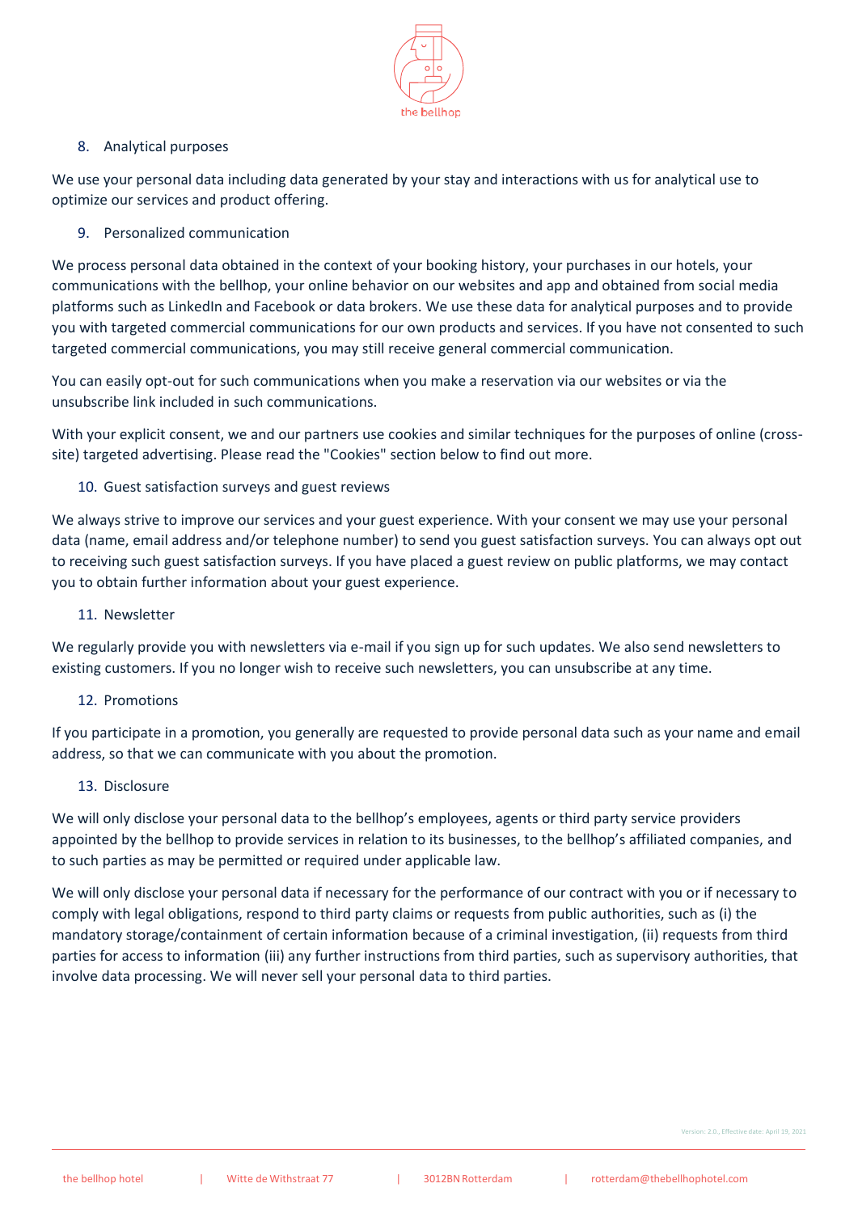8. Analytical purposes

We use your personal data including data generated by your stay and interactions with us for analytical use to optimize our services and product offering.

9. Personalized communication

We process personal data obtained in the context of your booking history, your purchases in our hotels, your communications with the bellhop, your online behavior on our websites and app and obtained from social media platforms such as LinkedIn and Facebook or data brokers. We use these data for analytical purposes and to provide you with targeted commercial communications for our own products and services. If you have not consented to such targeted commercial communications, you may still receive general commercial communication.

You can easily opt-out for such communications when you make a reservation via our websites or via the unsubscribe link included in such communications.

With your explicit consent, we and our partners use cookies and similar techniques for the purposes of online (cross-site) targeted advertising. Please read the "Cookies" section below to find out more.

10. Guest satisfaction surveys and guest reviews

We always strive to improve our services and your guest experience. With your consent we may use your personal data (name, email address and/or telephone number) to send you guest satisfaction surveys. You can always opt out to receiving such guest satisfaction surveys. If you have placed a guest review on public platforms, we may contact you to obtain further information about your guest experience.

11. Newsletter

We regularly provide you with newsletters via e-mail if you sign up for such updates. We also send newsletters to existing customers. If you no longer wish to receive such newsletters, you can unsubscribe at any time.

12. Promotions

If you participate in a promotion, you generally are requested to provide personal data such as your name and email address, so that we can communicate with you about the promotion.

13. Disclosure

We will only disclose your personal data to the bellhop's employees, agents or third party service providers appointed by the bellhop to provide services in relation to its businesses, to the bellhop's affiliated companies, and to such parties as may be permitted or required under applicable law.

We will only disclose your personal data if necessary for the performance of our contract with you or if necessary to comply with legal obligations, respond to third party claims or requests from public authorities, such as (i) the mandatory storage/containment of certain information because of a criminal investigation, (ii) requests from third parties for access to information (iii) any further instructions from third parties, such as supervisory authorities, that involve data processing. We will never sell your personal data to third parties.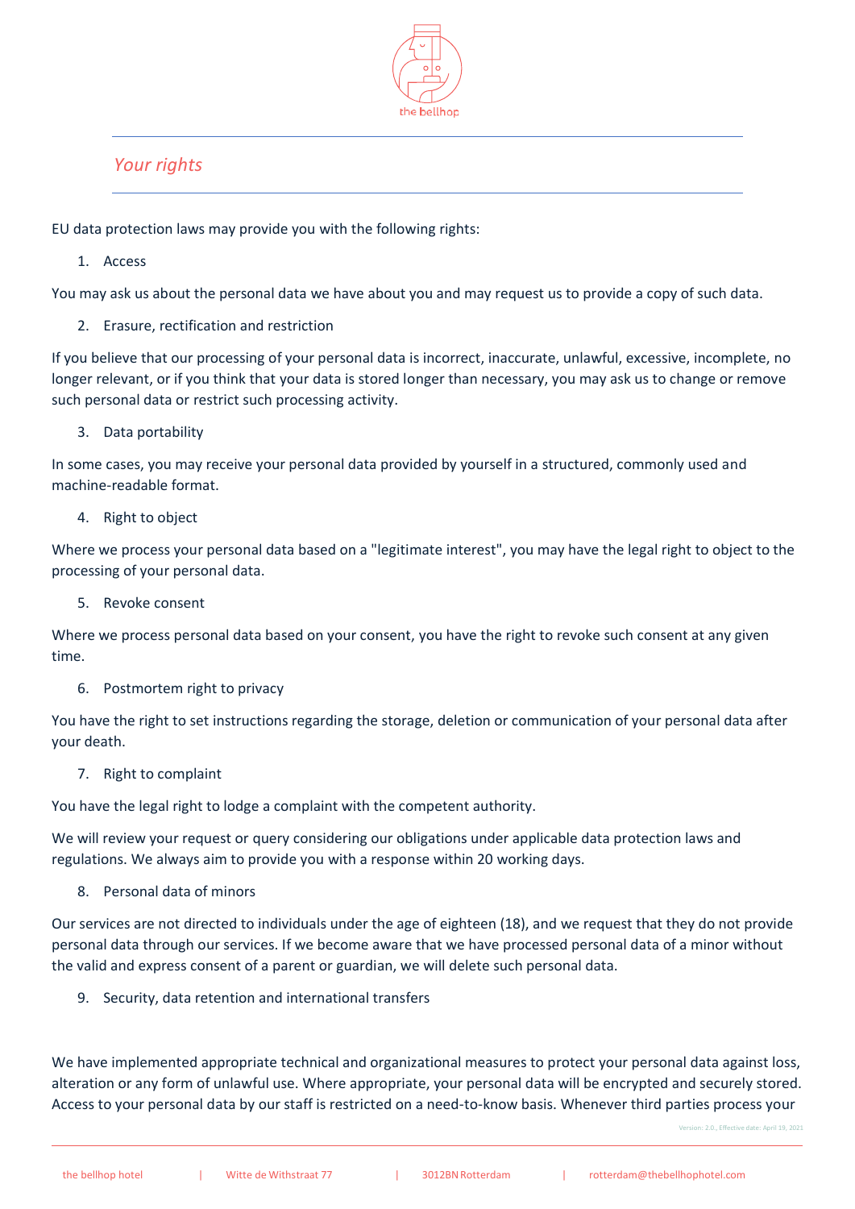## *Your rights*

EU data protection laws may provide you with the following rights:

1. Access

You may ask us about the personal data we have about you and may request us to provide a copy of such data.

2. Erasure, rectification and restriction

If you believe that our processing of your personal data is incorrect, inaccurate, unlawful, excessive, incomplete, no longer relevant, or if you think that your data is stored longer than necessary, you may ask us to change or remove such personal data or restrict such processing activity.

3. Data portability

In some cases, you may receive your personal data provided by yourself in a structured, commonly used and machine-readable format.

4. Right to object

Where we process your personal data based on a "legitimate interest", you may have the legal right to object to the processing of your personal data.

5. Revoke consent

Where we process personal data based on your consent, you have the right to revoke such consent at any given time.

6. Postmortem right to privacy

You have the right to set instructions regarding the storage, deletion or communication of your personal data after your death.

7. Right to complaint

You have the legal right to lodge a complaint with the competent authority.

We will review your request or query considering our obligations under applicable data protection laws and regulations. We always aim to provide you with a response within 20 working days.

8. Personal data of minors

Our services are not directed to individuals under the age of eighteen (18), and we request that they do not provide personal data through our services. If we become aware that we have processed personal data of a minor without the valid and express consent of a parent or guardian, we will delete such personal data.

9. Security, data retention and international transfers

We have implemented appropriate technical and organizational measures to protect your personal data against loss, alteration or any form of unlawful use. Where appropriate, your personal data will be encrypted and securely stored. Access to your personal data by our staff is restricted on a need-to-know basis. Whenever third parties process your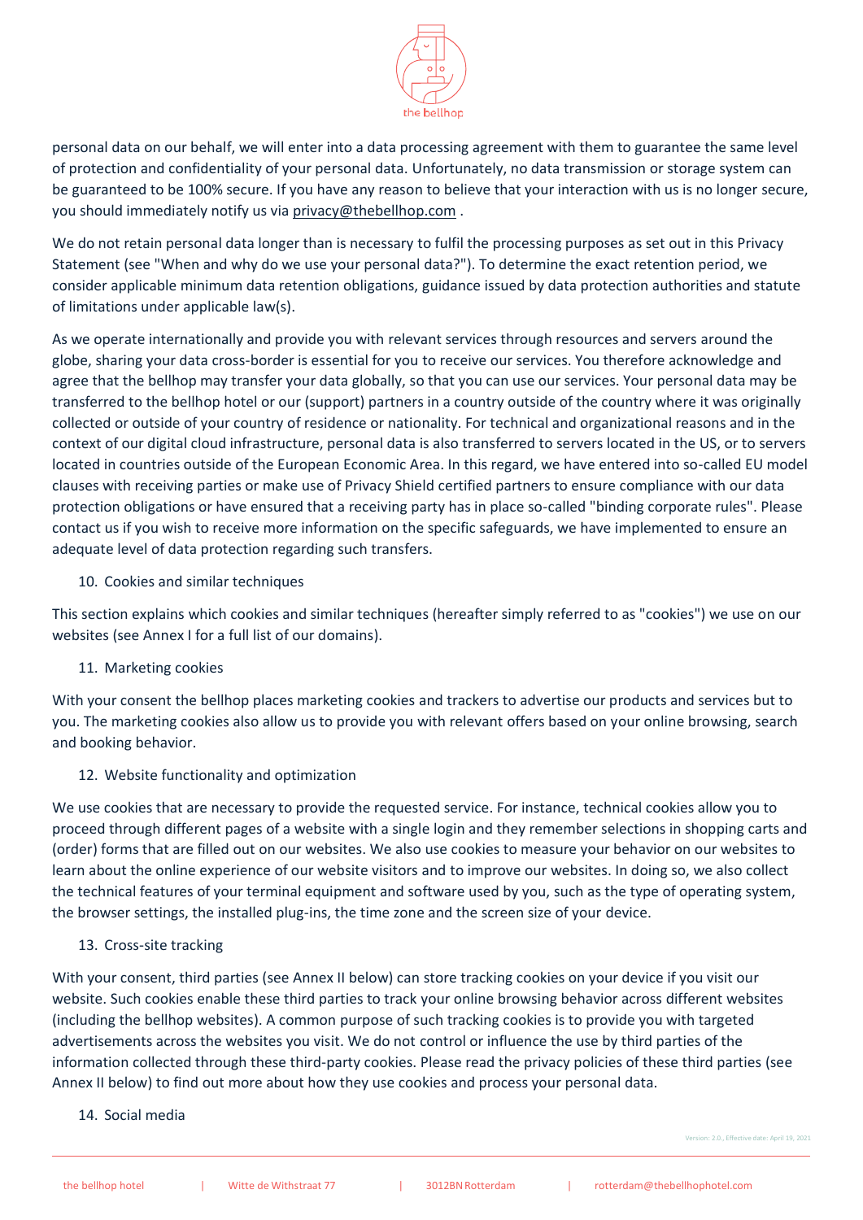personal data on our behalf, we will enter into a data processing agreement with them to guarantee the same level of protection and confidentiality of your personal data. Unfortunately, no data transmission or storage system can be guaranteed to be 100% secure. If you have any reason to believe that your interaction with us is no longer secure, you should immediately notify us via privacy@thebellhop.com .

We do not retain personal data longer than is necessary to fulfil the processing purposes as set out in this Privacy Statement (see "When and why do we use your personal data?"). To determine the exact retention period, we consider applicable minimum data retention obligations, guidance issued by data protection authorities and statute of limitations under applicable law(s).

As we operate internationally and provide you with relevant services through resources and servers around the globe, sharing your data cross-border is essential for you to receive our services. You therefore acknowledge and agree that the bellhop may transfer your data globally, so that you can use our services. Your personal data may be transferred to the bellhop hotel or our (support) partners in a country outside of the country where it was originally collected or outside of your country of residence or nationality. For technical and organizational reasons and in the context of our digital cloud infrastructure, personal data is also transferred to servers located in the US, or to servers located in countries outside of the European Economic Area. In this regard, we have entered into so-called EU model clauses with receiving parties or make use of Privacy Shield certified partners to ensure compliance with our data protection obligations or have ensured that a receiving party has in place so-called "binding corporate rules". Please contact us if you wish to receive more information on the specific safeguards, we have implemented to ensure an adequate level of data protection regarding such transfers.

10. Cookies and similar techniques

This section explains which cookies and similar techniques (hereafter simply referred to as "cookies") we use on our websites (see Annex I for a full list of our domains).

11. Marketing cookies

With your consent the bellhop places marketing cookies and trackers to advertise our products and services but to you. The marketing cookies also allow us to provide you with relevant offers based on your online browsing, search and booking behavior.

12. Website functionality and optimization

We use cookies that are necessary to provide the requested service. For instance, technical cookies allow you to proceed through different pages of a website with a single login and they remember selections in shopping carts and (order) forms that are filled out on our websites. We also use cookies to measure your behavior on our websites to learn about the online experience of our website visitors and to improve our websites. In doing so, we also collect the technical features of your terminal equipment and software used by you, such as the type of operating system, the browser settings, the installed plug-ins, the time zone and the screen size of your device.

13. Cross-site tracking

With your consent, third parties (see Annex II below) can store tracking cookies on your device if you visit our website. Such cookies enable these third parties to track your online browsing behavior across different websites (including the bellhop websites). A common purpose of such tracking cookies is to provide you with targeted advertisements across the websites you visit. We do not control or influence the use by third parties of the information collected through these third-party cookies. Please read the privacy policies of these third parties (see Annex II below) to find out more about how they use cookies and process your personal data.

14. Social media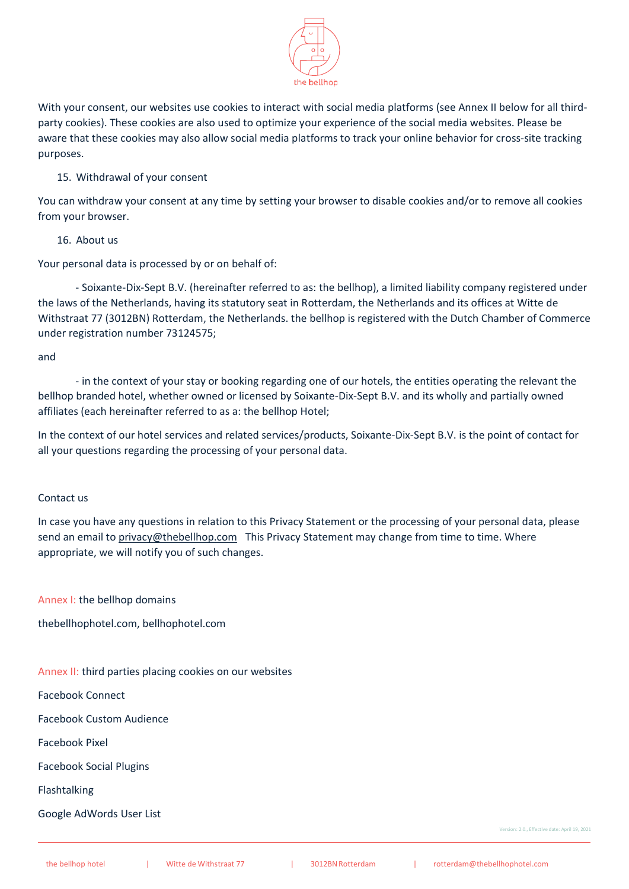With your consent, our websites use cookies to interact with social media platforms (see Annex II below for all third-party cookies). These cookies are also used to optimize your experience of the social media websites. Please be aware that these cookies may also allow social media platforms to track your online behavior for cross-site tracking purposes.

15. Withdrawal of your consent

You can withdraw your consent at any time by setting your browser to disable cookies and/or to remove all cookies from your browser.

16. About us

Your personal data is processed by or on behalf of:

- Soixante-Dix-Sept B.V. (hereinafter referred to as: the bellhop), a limited liability company registered under the laws of the Netherlands, having its statutory seat in Rotterdam, the Netherlands and its offices at Witte de Withstraat 77 (3012BN) Rotterdam, the Netherlands. the bellhop is registered with the Dutch Chamber of Commerce under registration number 73124575;

and

- in the context of your stay or booking regarding one of our hotels, the entities operating the relevant the bellhop branded hotel, whether owned or licensed by Soixante-Dix-Sept B.V. and its wholly and partially owned affiliates (each hereinafter referred to as a: the bellhop Hotel;

In the context of our hotel services and related services/products, Soixante-Dix-Sept B.V. is the point of contact for all your questions regarding the processing of your personal data.

Contact us

In case you have any questions in relation to this Privacy Statement or the processing of your personal data, please send an email to privacy@thebellhop.com This Privacy Statement may change from time to time. Where appropriate, we will notify you of such changes.

Annex I: the bellhop domains

thebellhophotel.com, bellhophotel.com

Annex II: third parties placing cookies on our websites

Facebook Connect

Facebook Custom Audience

Facebook Pixel

Facebook Social Plugins

Flashtalking

Google AdWords User List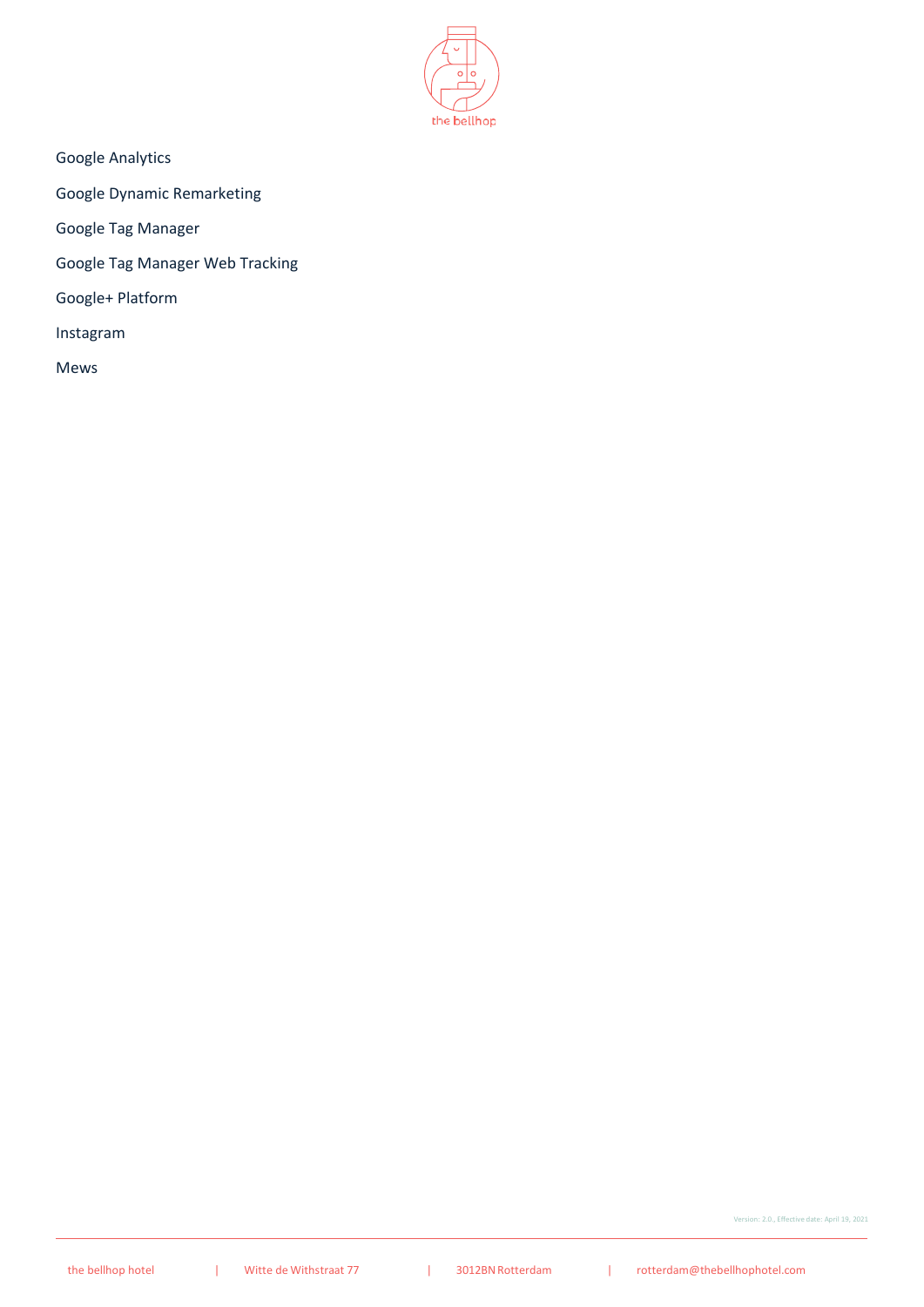Google Analytics

Google Dynamic Remarketing

Google Tag Manager

Google Tag Manager Web Tracking

Google+ Platform

Instagram

Mews